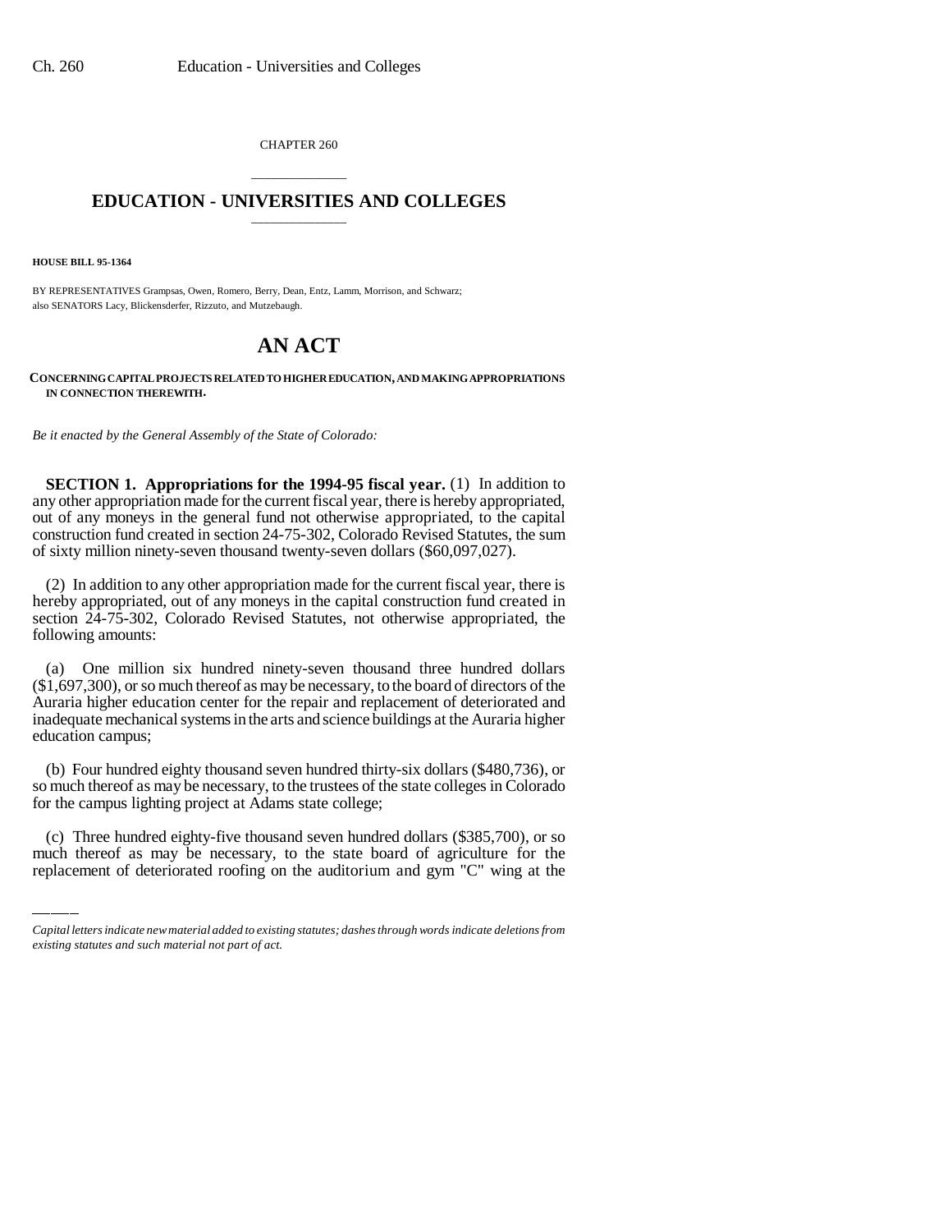CHAPTER 260

## EDUCATION - UNIVERSITIES AND COLLEGES

**HOUSE BILL 95-1364**

BY REPRESENTATIVES Grampsas, Owen, Romero, Berry, Dean, Entz, Lamm, Morrison, and Schwarz;
also SENATORS Lacy, Blickensderfer, Rizzuto, and Mutzebaugh.

# AN ACT

**CONCERNING CAPITAL PROJECTS RELATED TO HIGHER EDUCATION, AND MAKING APPROPRIATIONS IN CONNECTION THEREWITH.**

*Be it enacted by the General Assembly of the State of Colorado:*

**SECTION 1. Appropriations for the 1994-95 fiscal year.** (1) In addition to any other appropriation made for the current fiscal year, there is hereby appropriated, out of any moneys in the general fund not otherwise appropriated, to the capital construction fund created in section 24-75-302, Colorado Revised Statutes, the sum of sixty million ninety-seven thousand twenty-seven dollars ($60,097,027).

(2) In addition to any other appropriation made for the current fiscal year, there is hereby appropriated, out of any moneys in the capital construction fund created in section 24-75-302, Colorado Revised Statutes, not otherwise appropriated, the following amounts:

(a) One million six hundred ninety-seven thousand three hundred dollars ($1,697,300), or so much thereof as may be necessary, to the board of directors of the Auraria higher education center for the repair and replacement of deteriorated and inadequate mechanical systems in the arts and science buildings at the Auraria higher education campus;

(b) Four hundred eighty thousand seven hundred thirty-six dollars ($480,736), or so much thereof as may be necessary, to the trustees of the state colleges in Colorado for the campus lighting project at Adams state college;

(c) Three hundred eighty-five thousand seven hundred dollars ($385,700), or so much thereof as may be necessary, to the state board of agriculture for the replacement of deteriorated roofing on the auditorium and gym "C" wing at the

*Capital letters indicate new material added to existing statutes; dashes through words indicate deletions from existing statutes and such material not part of act.*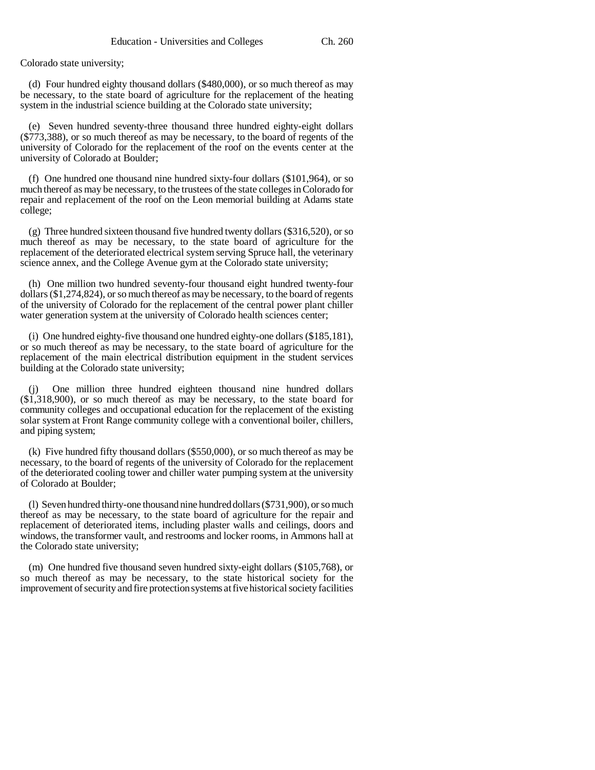Colorado state university;

(d) Four hundred eighty thousand dollars ($480,000), or so much thereof as may be necessary, to the state board of agriculture for the replacement of the heating system in the industrial science building at the Colorado state university;

(e) Seven hundred seventy-three thousand three hundred eighty-eight dollars ($773,388), or so much thereof as may be necessary, to the board of regents of the university of Colorado for the replacement of the roof on the events center at the university of Colorado at Boulder;

(f) One hundred one thousand nine hundred sixty-four dollars ($101,964), or so much thereof as may be necessary, to the trustees of the state colleges in Colorado for repair and replacement of the roof on the Leon memorial building at Adams state college;

(g) Three hundred sixteen thousand five hundred twenty dollars ($316,520), or so much thereof as may be necessary, to the state board of agriculture for the replacement of the deteriorated electrical system serving Spruce hall, the veterinary science annex, and the College Avenue gym at the Colorado state university;

(h) One million two hundred seventy-four thousand eight hundred twenty-four dollars ($1,274,824), or so much thereof as may be necessary, to the board of regents of the university of Colorado for the replacement of the central power plant chiller water generation system at the university of Colorado health sciences center;

(i) One hundred eighty-five thousand one hundred eighty-one dollars ($185,181), or so much thereof as may be necessary, to the state board of agriculture for the replacement of the main electrical distribution equipment in the student services building at the Colorado state university;

(j) One million three hundred eighteen thousand nine hundred dollars ($1,318,900), or so much thereof as may be necessary, to the state board for community colleges and occupational education for the replacement of the existing solar system at Front Range community college with a conventional boiler, chillers, and piping system;

(k) Five hundred fifty thousand dollars ($550,000), or so much thereof as may be necessary, to the board of regents of the university of Colorado for the replacement of the deteriorated cooling tower and chiller water pumping system at the university of Colorado at Boulder;

(l) Seven hundred thirty-one thousand nine hundred dollars ($731,900), or so much thereof as may be necessary, to the state board of agriculture for the repair and replacement of deteriorated items, including plaster walls and ceilings, doors and windows, the transformer vault, and restrooms and locker rooms, in Ammons hall at the Colorado state university;

(m) One hundred five thousand seven hundred sixty-eight dollars ($105,768), or so much thereof as may be necessary, to the state historical society for the improvement of security and fire protection systems at five historical society facilities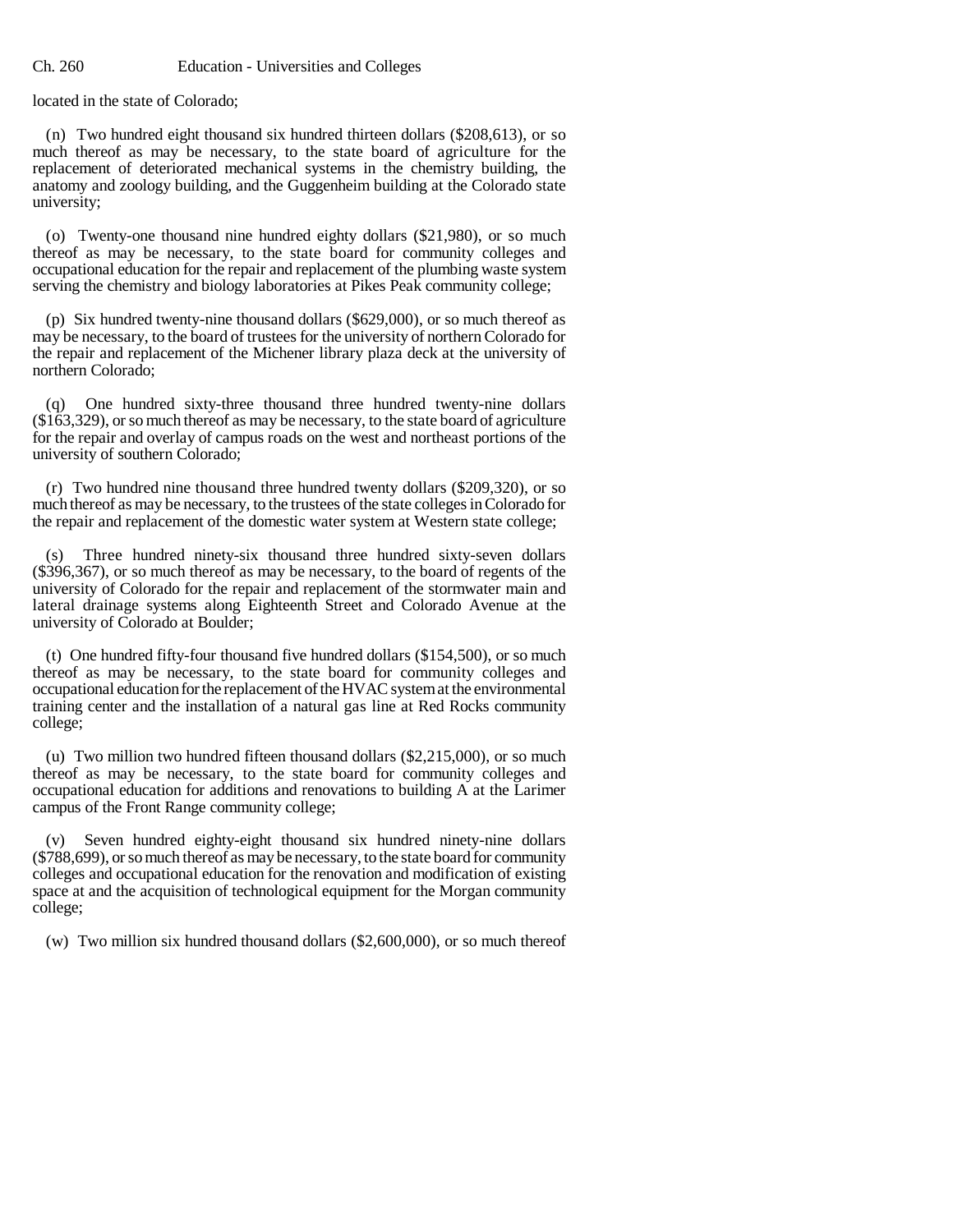located in the state of Colorado;

(n) Two hundred eight thousand six hundred thirteen dollars ($208,613), or so much thereof as may be necessary, to the state board of agriculture for the replacement of deteriorated mechanical systems in the chemistry building, the anatomy and zoology building, and the Guggenheim building at the Colorado state university;

(o) Twenty-one thousand nine hundred eighty dollars ($21,980), or so much thereof as may be necessary, to the state board for community colleges and occupational education for the repair and replacement of the plumbing waste system serving the chemistry and biology laboratories at Pikes Peak community college;

(p) Six hundred twenty-nine thousand dollars ($629,000), or so much thereof as may be necessary, to the board of trustees for the university of northern Colorado for the repair and replacement of the Michener library plaza deck at the university of northern Colorado;

(q) One hundred sixty-three thousand three hundred twenty-nine dollars ($163,329), or so much thereof as may be necessary, to the state board of agriculture for the repair and overlay of campus roads on the west and northeast portions of the university of southern Colorado;

(r) Two hundred nine thousand three hundred twenty dollars ($209,320), or so much thereof as may be necessary, to the trustees of the state colleges in Colorado for the repair and replacement of the domestic water system at Western state college;

(s) Three hundred ninety-six thousand three hundred sixty-seven dollars ($396,367), or so much thereof as may be necessary, to the board of regents of the university of Colorado for the repair and replacement of the stormwater main and lateral drainage systems along Eighteenth Street and Colorado Avenue at the university of Colorado at Boulder;

(t) One hundred fifty-four thousand five hundred dollars ($154,500), or so much thereof as may be necessary, to the state board for community colleges and occupational education for the replacement of the HVAC system at the environmental training center and the installation of a natural gas line at Red Rocks community college;

(u) Two million two hundred fifteen thousand dollars ($2,215,000), or so much thereof as may be necessary, to the state board for community colleges and occupational education for additions and renovations to building A at the Larimer campus of the Front Range community college;

(v) Seven hundred eighty-eight thousand six hundred ninety-nine dollars ($788,699), or so much thereof as may be necessary, to the state board for community colleges and occupational education for the renovation and modification of existing space at and the acquisition of technological equipment for the Morgan community college;

(w) Two million six hundred thousand dollars ($2,600,000), or so much thereof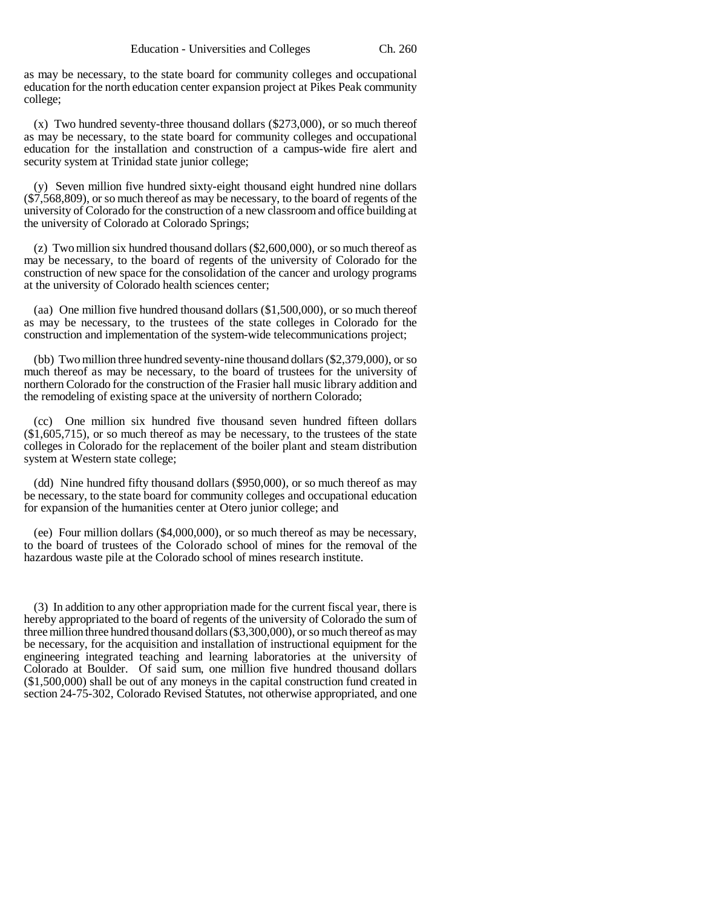as may be necessary, to the state board for community colleges and occupational education for the north education center expansion project at Pikes Peak community college;

(x) Two hundred seventy-three thousand dollars ($273,000), or so much thereof as may be necessary, to the state board for community colleges and occupational education for the installation and construction of a campus-wide fire alert and security system at Trinidad state junior college;

(y) Seven million five hundred sixty-eight thousand eight hundred nine dollars ($7,568,809), or so much thereof as may be necessary, to the board of regents of the university of Colorado for the construction of a new classroom and office building at the university of Colorado at Colorado Springs;

(z) Two million six hundred thousand dollars ($2,600,000), or so much thereof as may be necessary, to the board of regents of the university of Colorado for the construction of new space for the consolidation of the cancer and urology programs at the university of Colorado health sciences center;

(aa) One million five hundred thousand dollars ($1,500,000), or so much thereof as may be necessary, to the trustees of the state colleges in Colorado for the construction and implementation of the system-wide telecommunications project;

(bb) Two million three hundred seventy-nine thousand dollars ($2,379,000), or so much thereof as may be necessary, to the board of trustees for the university of northern Colorado for the construction of the Frasier hall music library addition and the remodeling of existing space at the university of northern Colorado;

(cc) One million six hundred five thousand seven hundred fifteen dollars ($1,605,715), or so much thereof as may be necessary, to the trustees of the state colleges in Colorado for the replacement of the boiler plant and steam distribution system at Western state college;

(dd) Nine hundred fifty thousand dollars ($950,000), or so much thereof as may be necessary, to the state board for community colleges and occupational education for expansion of the humanities center at Otero junior college; and

(ee) Four million dollars ($4,000,000), or so much thereof as may be necessary, to the board of trustees of the Colorado school of mines for the removal of the hazardous waste pile at the Colorado school of mines research institute.

(3) In addition to any other appropriation made for the current fiscal year, there is hereby appropriated to the board of regents of the university of Colorado the sum of three million three hundred thousand dollars ($3,300,000), or so much thereof as may be necessary, for the acquisition and installation of instructional equipment for the engineering integrated teaching and learning laboratories at the university of Colorado at Boulder. Of said sum, one million five hundred thousand dollars ($1,500,000) shall be out of any moneys in the capital construction fund created in section 24-75-302, Colorado Revised Statutes, not otherwise appropriated, and one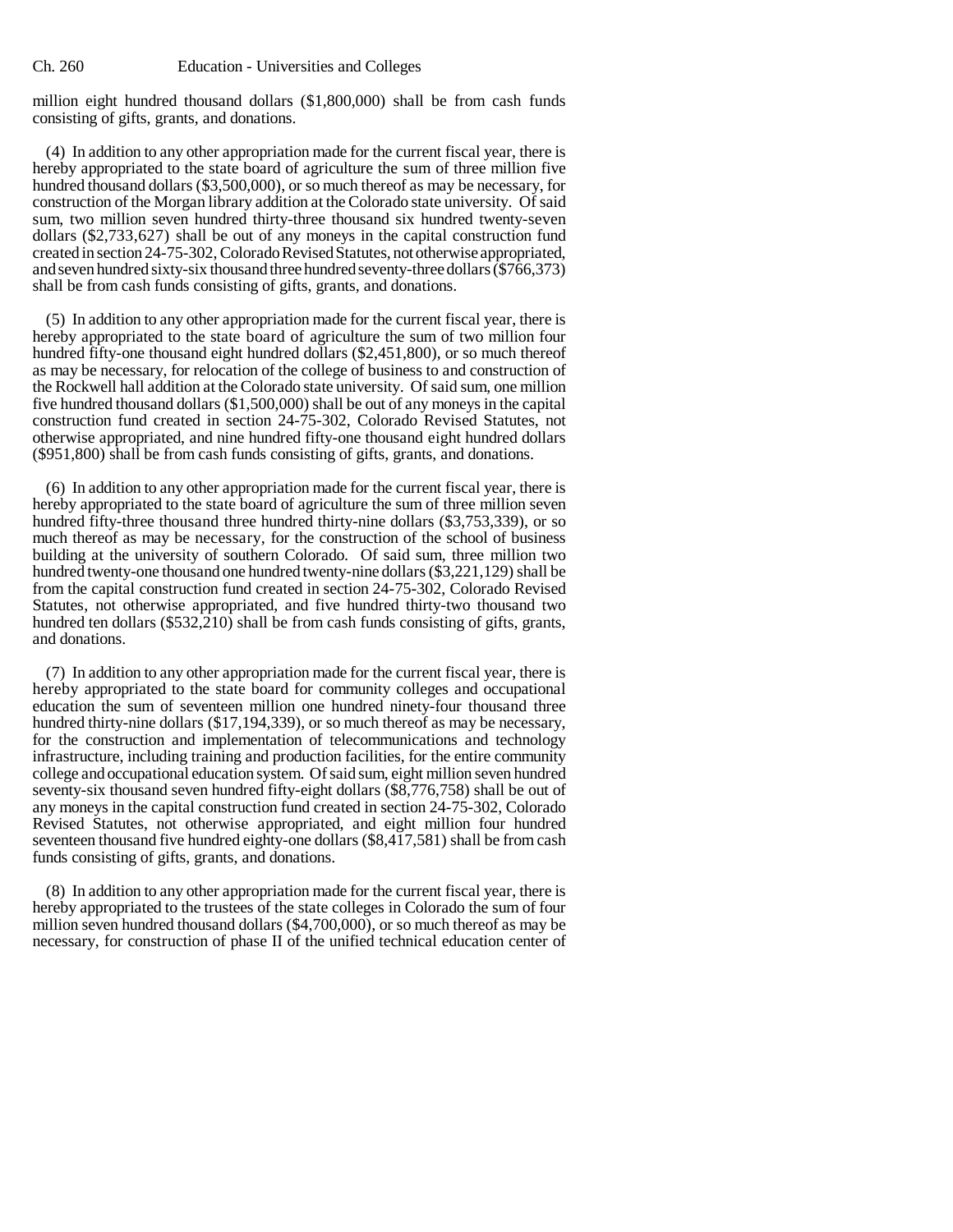million eight hundred thousand dollars ($1,800,000) shall be from cash funds consisting of gifts, grants, and donations.

(4) In addition to any other appropriation made for the current fiscal year, there is hereby appropriated to the state board of agriculture the sum of three million five hundred thousand dollars ($3,500,000), or so much thereof as may be necessary, for construction of the Morgan library addition at the Colorado state university. Of said sum, two million seven hundred thirty-three thousand six hundred twenty-seven dollars ($2,733,627) shall be out of any moneys in the capital construction fund created in section 24-75-302, Colorado Revised Statutes, not otherwise appropriated, and seven hundred sixty-six thousand three hundred seventy-three dollars ($766,373) shall be from cash funds consisting of gifts, grants, and donations.

(5) In addition to any other appropriation made for the current fiscal year, there is hereby appropriated to the state board of agriculture the sum of two million four hundred fifty-one thousand eight hundred dollars ($2,451,800), or so much thereof as may be necessary, for relocation of the college of business to and construction of the Rockwell hall addition at the Colorado state university. Of said sum, one million five hundred thousand dollars ($1,500,000) shall be out of any moneys in the capital construction fund created in section 24-75-302, Colorado Revised Statutes, not otherwise appropriated, and nine hundred fifty-one thousand eight hundred dollars ($951,800) shall be from cash funds consisting of gifts, grants, and donations.

(6) In addition to any other appropriation made for the current fiscal year, there is hereby appropriated to the state board of agriculture the sum of three million seven hundred fifty-three thousand three hundred thirty-nine dollars ($3,753,339), or so much thereof as may be necessary, for the construction of the school of business building at the university of southern Colorado. Of said sum, three million two hundred twenty-one thousand one hundred twenty-nine dollars ($3,221,129) shall be from the capital construction fund created in section 24-75-302, Colorado Revised Statutes, not otherwise appropriated, and five hundred thirty-two thousand two hundred ten dollars ($532,210) shall be from cash funds consisting of gifts, grants, and donations.

(7) In addition to any other appropriation made for the current fiscal year, there is hereby appropriated to the state board for community colleges and occupational education the sum of seventeen million one hundred ninety-four thousand three hundred thirty-nine dollars ($17,194,339), or so much thereof as may be necessary, for the construction and implementation of telecommunications and technology infrastructure, including training and production facilities, for the entire community college and occupational education system. Of said sum, eight million seven hundred seventy-six thousand seven hundred fifty-eight dollars ($8,776,758) shall be out of any moneys in the capital construction fund created in section 24-75-302, Colorado Revised Statutes, not otherwise appropriated, and eight million four hundred seventeen thousand five hundred eighty-one dollars ($8,417,581) shall be from cash funds consisting of gifts, grants, and donations.

(8) In addition to any other appropriation made for the current fiscal year, there is hereby appropriated to the trustees of the state colleges in Colorado the sum of four million seven hundred thousand dollars ($4,700,000), or so much thereof as may be necessary, for construction of phase II of the unified technical education center of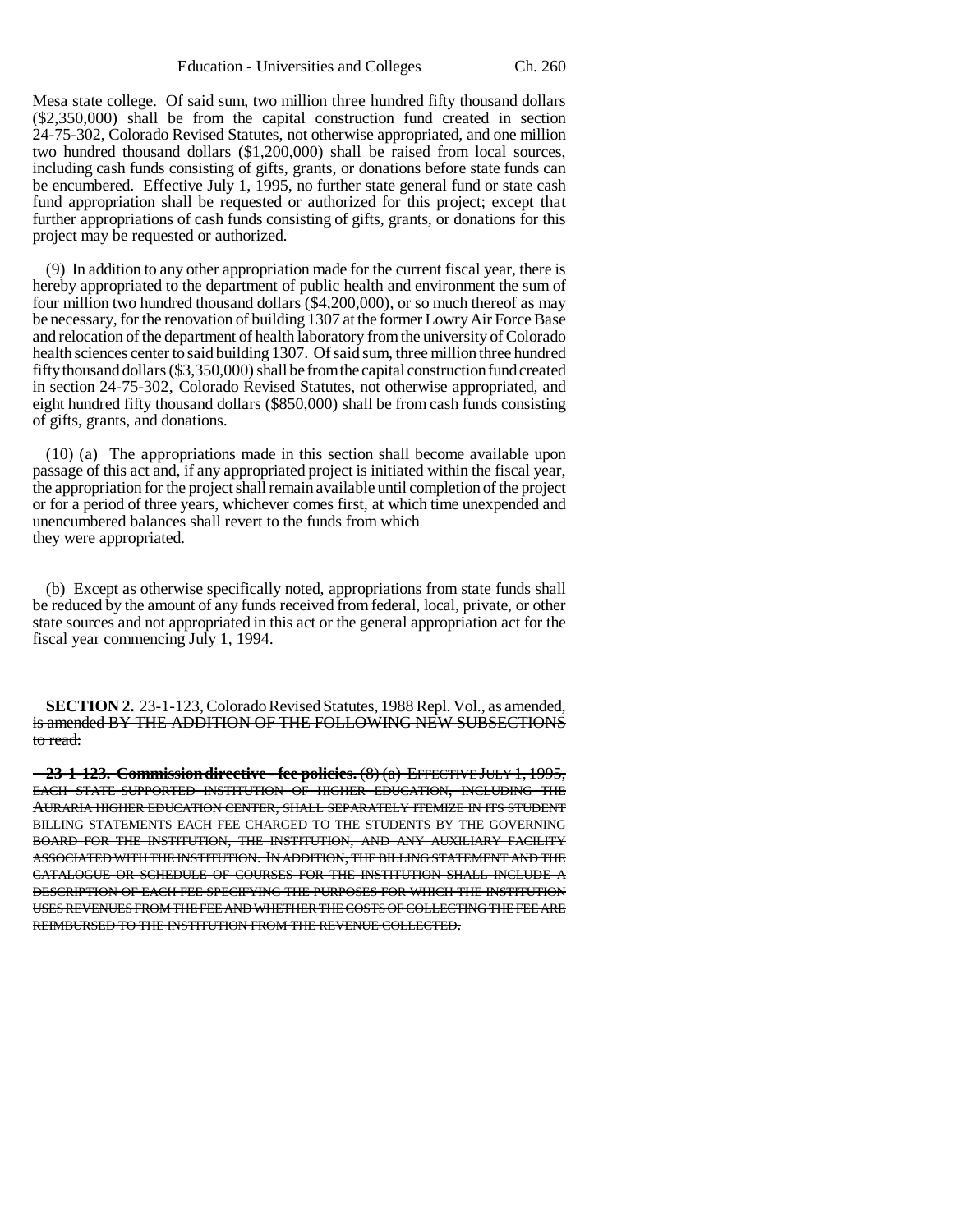Mesa state college. Of said sum, two million three hundred fifty thousand dollars ($2,350,000) shall be from the capital construction fund created in section 24-75-302, Colorado Revised Statutes, not otherwise appropriated, and one million two hundred thousand dollars ($1,200,000) shall be raised from local sources, including cash funds consisting of gifts, grants, or donations before state funds can be encumbered. Effective July 1, 1995, no further state general fund or state cash fund appropriation shall be requested or authorized for this project; except that further appropriations of cash funds consisting of gifts, grants, or donations for this project may be requested or authorized.

(9) In addition to any other appropriation made for the current fiscal year, there is hereby appropriated to the department of public health and environment the sum of four million two hundred thousand dollars ($4,200,000), or so much thereof as may be necessary, for the renovation of building 1307 at the former Lowry Air Force Base and relocation of the department of health laboratory from the university of Colorado health sciences center to said building 1307. Of said sum, three million three hundred fifty thousand dollars ($3,350,000) shall be from the capital construction fund created in section 24-75-302, Colorado Revised Statutes, not otherwise appropriated, and eight hundred fifty thousand dollars ($850,000) shall be from cash funds consisting of gifts, grants, and donations.

(10) (a) The appropriations made in this section shall become available upon passage of this act and, if any appropriated project is initiated within the fiscal year, the appropriation for the project shall remain available until completion of the project or for a period of three years, whichever comes first, at which time unexpended and unencumbered balances shall revert to the funds from which they were appropriated.

(b) Except as otherwise specifically noted, appropriations from state funds shall be reduced by the amount of any funds received from federal, local, private, or other state sources and not appropriated in this act or the general appropriation act for the fiscal year commencing July 1, 1994.

~~**SECTION 2.** 23-1-123, Colorado Revised Statutes, 1988 Repl. Vol., as amended, is amended BY THE ADDITION OF THE FOLLOWING NEW SUBSECTIONS to read:~~

~~**23-1-123. Commission directive - fee policies.** (8) (a) EFFECTIVE JULY 1, 1995, EACH STATE SUPPORTED INSTITUTION OF HIGHER EDUCATION, INCLUDING THE AURARIA HIGHER EDUCATION CENTER, SHALL SEPARATELY ITEMIZE IN ITS STUDENT BILLING STATEMENTS EACH FEE CHARGED TO THE STUDENTS BY THE GOVERNING BOARD FOR THE INSTITUTION, THE INSTITUTION, AND ANY AUXILIARY FACILITY ASSOCIATED WITH THE INSTITUTION. IN ADDITION, THE BILLING STATEMENT AND THE CATALOGUE OR SCHEDULE OF COURSES FOR THE INSTITUTION SHALL INCLUDE A DESCRIPTION OF EACH FEE SPECIFYING THE PURPOSES FOR WHICH THE INSTITUTION USES REVENUES FROM THE FEE AND WHETHER THE COSTS OF COLLECTING THE FEE ARE REIMBURSED TO THE INSTITUTION FROM THE REVENUE COLLECTED.~~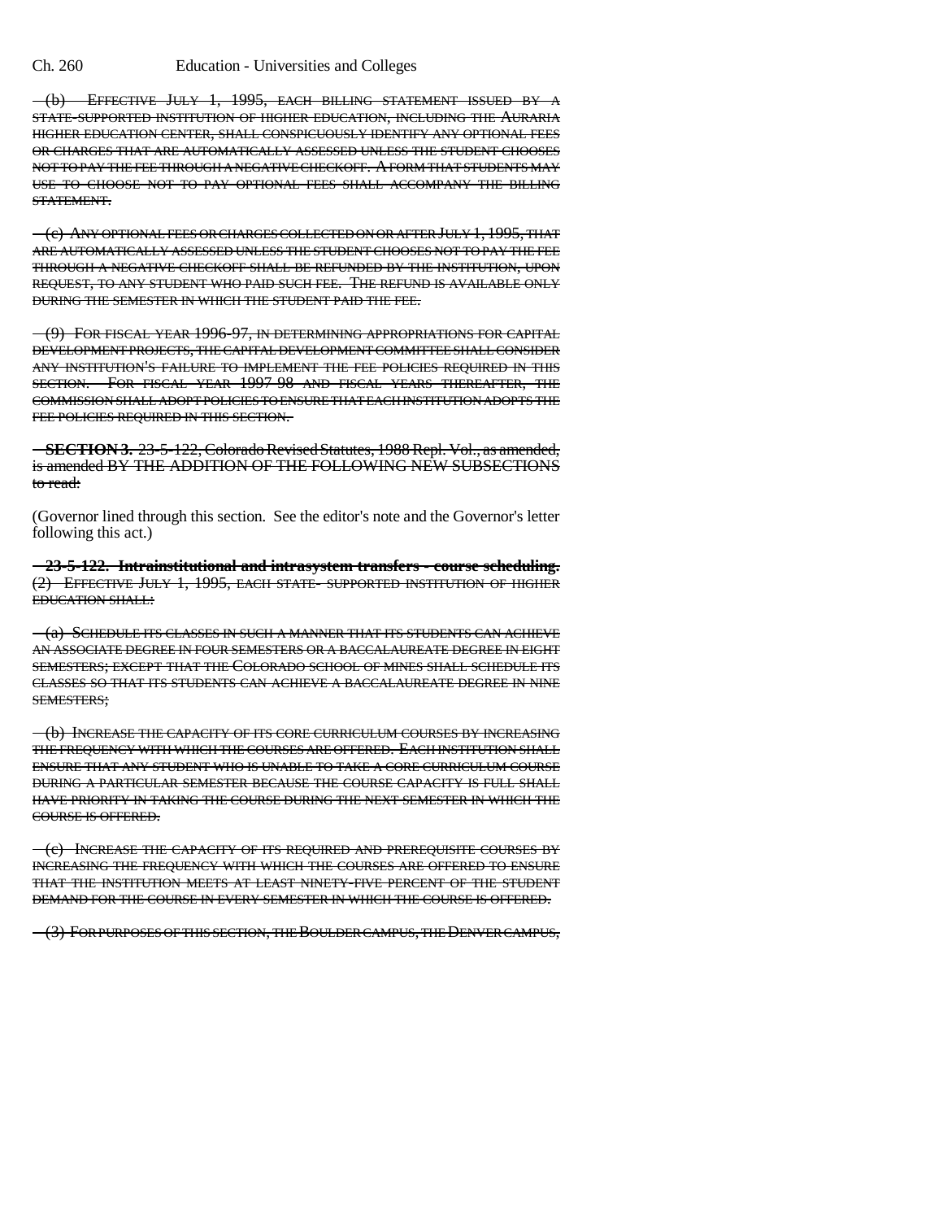(b) EFFECTIVE JULY 1, 1995, EACH BILLING STATEMENT ISSUED BY A STATE-SUPPORTED INSTITUTION OF HIGHER EDUCATION, INCLUDING THE AURARIA HIGHER EDUCATION CENTER, SHALL CONSPICUOUSLY IDENTIFY ANY OPTIONAL FEES OR CHARGES THAT ARE AUTOMATICALLY ASSESSED UNLESS THE STUDENT CHOOSES NOT TO PAY THE FEE THROUGH A NEGATIVE CHECKOFF. A FORM THAT STUDENTS MAY USE TO CHOOSE NOT TO PAY OPTIONAL FEES SHALL ACCOMPANY THE BILLING STATEMENT.

(c) ANY OPTIONAL FEES OR CHARGES COLLECTED ON OR AFTER JULY 1, 1995, THAT ARE AUTOMATICALLY ASSESSED UNLESS THE STUDENT CHOOSES NOT TO PAY THE FEE THROUGH A NEGATIVE CHECKOFF SHALL BE REFUNDED BY THE INSTITUTION, UPON REQUEST, TO ANY STUDENT WHO PAID SUCH FEE. THE REFUND IS AVAILABLE ONLY DURING THE SEMESTER IN WHICH THE STUDENT PAID THE FEE.

(9) FOR FISCAL YEAR 1996-97, IN DETERMINING APPROPRIATIONS FOR CAPITAL DEVELOPMENT PROJECTS, THE CAPITAL DEVELOPMENT COMMITTEE SHALL CONSIDER ANY INSTITUTION'S FAILURE TO IMPLEMENT THE FEE POLICIES REQUIRED IN THIS SECTION. FOR FISCAL YEAR 1997-98 AND FISCAL YEARS THEREAFTER, THE COMMISSION SHALL ADOPT POLICIES TO ENSURE THAT EACH INSTITUTION ADOPTS THE FEE POLICIES REQUIRED IN THIS SECTION.

**SECTION 3.** 23-5-122, Colorado Revised Statutes, 1988 Repl. Vol., as amended, is amended BY THE ADDITION OF THE FOLLOWING NEW SUBSECTIONS to read:

(Governor lined through this section. See the editor's note and the Governor's letter following this act.)

**23-5-122. Intrainstitutional and intrasystem transfers - course scheduling.** (2) EFFECTIVE JULY 1, 1995, EACH STATE- SUPPORTED INSTITUTION OF HIGHER EDUCATION SHALL:

(a) SCHEDULE ITS CLASSES IN SUCH A MANNER THAT ITS STUDENTS CAN ACHIEVE AN ASSOCIATE DEGREE IN FOUR SEMESTERS OR A BACCALAUREATE DEGREE IN EIGHT SEMESTERS; EXCEPT THAT THE COLORADO SCHOOL OF MINES SHALL SCHEDULE ITS CLASSES SO THAT ITS STUDENTS CAN ACHIEVE A BACCALAUREATE DEGREE IN NINE SEMESTERS;

(b) INCREASE THE CAPACITY OF ITS CORE CURRICULUM COURSES BY INCREASING THE FREQUENCY WITH WHICH THE COURSES ARE OFFERED. EACH INSTITUTION SHALL ENSURE THAT ANY STUDENT WHO IS UNABLE TO TAKE A CORE CURRICULUM COURSE DURING A PARTICULAR SEMESTER BECAUSE THE COURSE CAPACITY IS FULL SHALL HAVE PRIORITY IN TAKING THE COURSE DURING THE NEXT SEMESTER IN WHICH THE COURSE IS OFFERED.

(c) INCREASE THE CAPACITY OF ITS REQUIRED AND PREREQUISITE COURSES BY INCREASING THE FREQUENCY WITH WHICH THE COURSES ARE OFFERED TO ENSURE THAT THE INSTITUTION MEETS AT LEAST NINETY-FIVE PERCENT OF THE STUDENT DEMAND FOR THE COURSE IN EVERY SEMESTER IN WHICH THE COURSE IS OFFERED.

(3) FOR PURPOSES OF THIS SECTION, THE BOULDER CAMPUS, THE DENVER CAMPUS,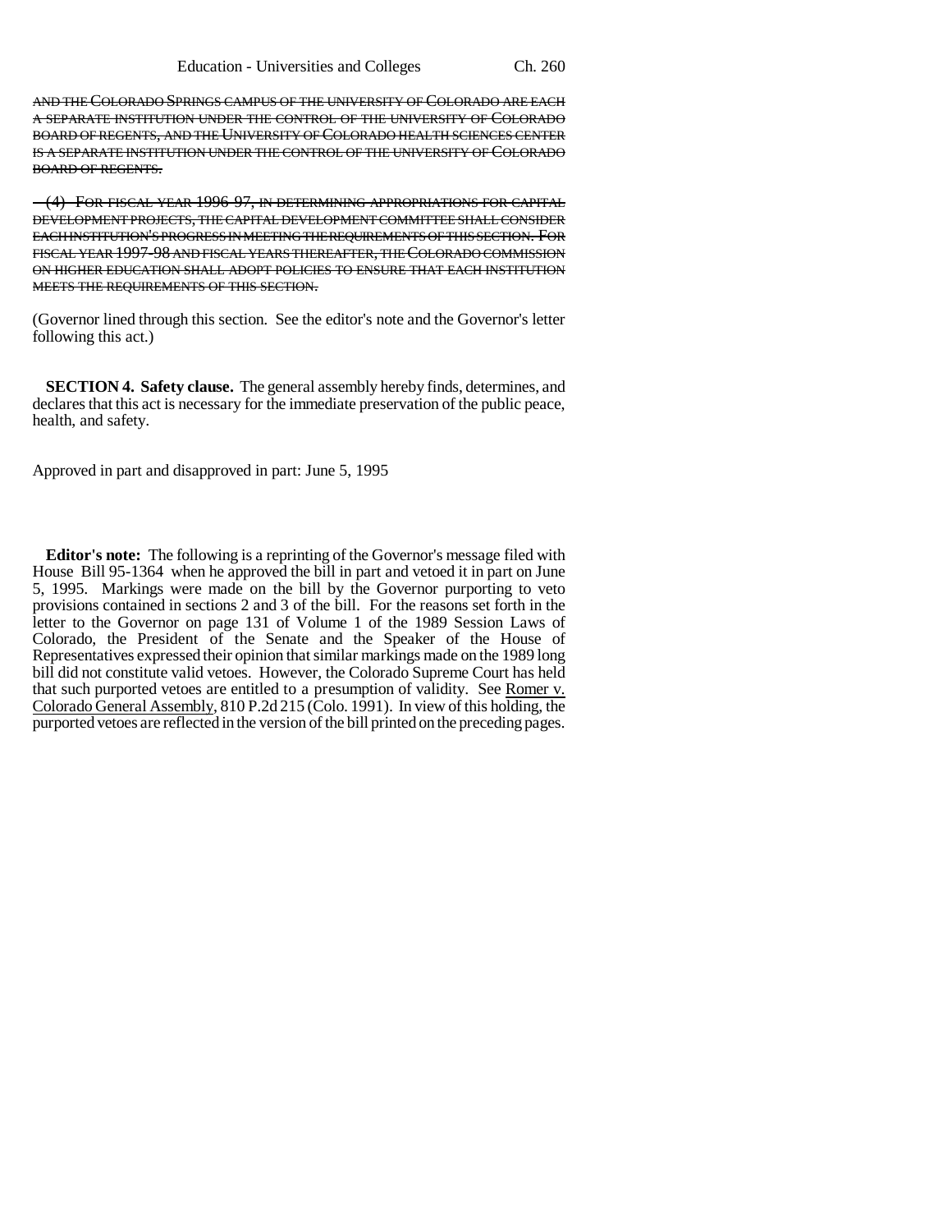~~AND THE COLORADO SPRINGS CAMPUS OF THE UNIVERSITY OF COLORADO ARE EACH A SEPARATE INSTITUTION UNDER THE CONTROL OF THE UNIVERSITY OF COLORADO BOARD OF REGENTS, AND THE UNIVERSITY OF COLORADO HEALTH SCIENCES CENTER IS A SEPARATE INSTITUTION UNDER THE CONTROL OF THE UNIVERSITY OF COLORADO BOARD OF REGENTS.~~

~~(4) FOR FISCAL YEAR 1996-97, IN DETERMINING APPROPRIATIONS FOR CAPITAL DEVELOPMENT PROJECTS, THE CAPITAL DEVELOPMENT COMMITTEE SHALL CONSIDER EACH INSTITUTION'S PROGRESS IN MEETING THE REQUIREMENTS OF THIS SECTION. FOR FISCAL YEAR 1997-98 AND FISCAL YEARS THEREAFTER, THE COLORADO COMMISSION ON HIGHER EDUCATION SHALL ADOPT POLICIES TO ENSURE THAT EACH INSTITUTION MEETS THE REQUIREMENTS OF THIS SECTION.~~

(Governor lined through this section. See the editor's note and the Governor's letter following this act.)

**SECTION 4. Safety clause.** The general assembly hereby finds, determines, and declares that this act is necessary for the immediate preservation of the public peace, health, and safety.

Approved in part and disapproved in part: June 5, 1995

**Editor's note:** The following is a reprinting of the Governor's message filed with House Bill 95-1364 when he approved the bill in part and vetoed it in part on June 5, 1995. Markings were made on the bill by the Governor purporting to veto provisions contained in sections 2 and 3 of the bill. For the reasons set forth in the letter to the Governor on page 131 of Volume 1 of the 1989 Session Laws of Colorado, the President of the Senate and the Speaker of the House of Representatives expressed their opinion that similar markings made on the 1989 long bill did not constitute valid vetoes. However, the Colorado Supreme Court has held that such purported vetoes are entitled to a presumption of validity. See Romer v. Colorado General Assembly, 810 P.2d 215 (Colo. 1991). In view of this holding, the purported vetoes are reflected in the version of the bill printed on the preceding pages.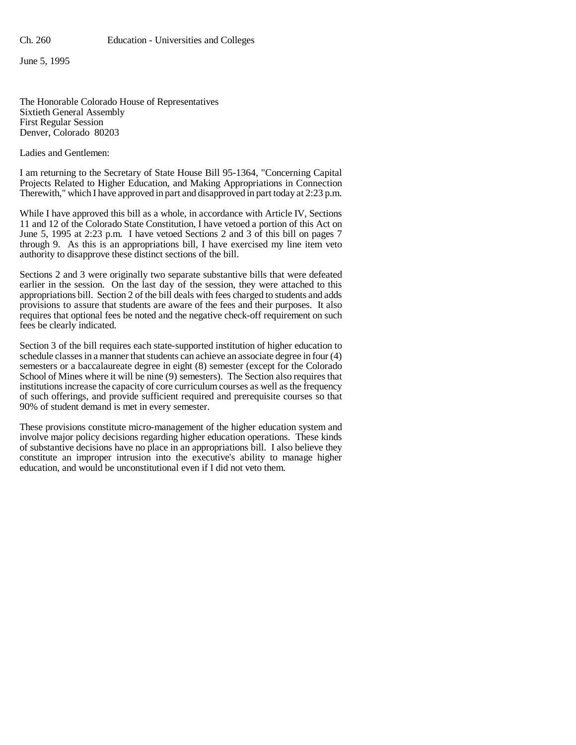June 5, 1995

The Honorable Colorado House of Representatives
Sixtieth General Assembly
First Regular Session
Denver, Colorado 80203

Ladies and Gentlemen:

I am returning to the Secretary of State House Bill 95-1364, "Concerning Capital Projects Related to Higher Education, and Making Appropriations in Connection Therewith," which I have approved in part and disapproved in part today at 2:23 p.m.

While I have approved this bill as a whole, in accordance with Article IV, Sections 11 and 12 of the Colorado State Constitution, I have vetoed a portion of this Act on June 5, 1995 at 2:23 p.m. I have vetoed Sections 2 and 3 of this bill on pages 7 through 9. As this is an appropriations bill, I have exercised my line item veto authority to disapprove these distinct sections of the bill.

Sections 2 and 3 were originally two separate substantive bills that were defeated earlier in the session. On the last day of the session, they were attached to this appropriations bill. Section 2 of the bill deals with fees charged to students and adds provisions to assure that students are aware of the fees and their purposes. It also requires that optional fees be noted and the negative check-off requirement on such fees be clearly indicated.

Section 3 of the bill requires each state-supported institution of higher education to schedule classes in a manner that students can achieve an associate degree in four (4) semesters or a baccalaureate degree in eight (8) semester (except for the Colorado School of Mines where it will be nine (9) semesters). The Section also requires that institutions increase the capacity of core curriculum courses as well as the frequency of such offerings, and provide sufficient required and prerequisite courses so that 90% of student demand is met in every semester.

These provisions constitute micro-management of the higher education system and involve major policy decisions regarding higher education operations. These kinds of substantive decisions have no place in an appropriations bill. I also believe they constitute an improper intrusion into the executive's ability to manage higher education, and would be unconstitutional even if I did not veto them.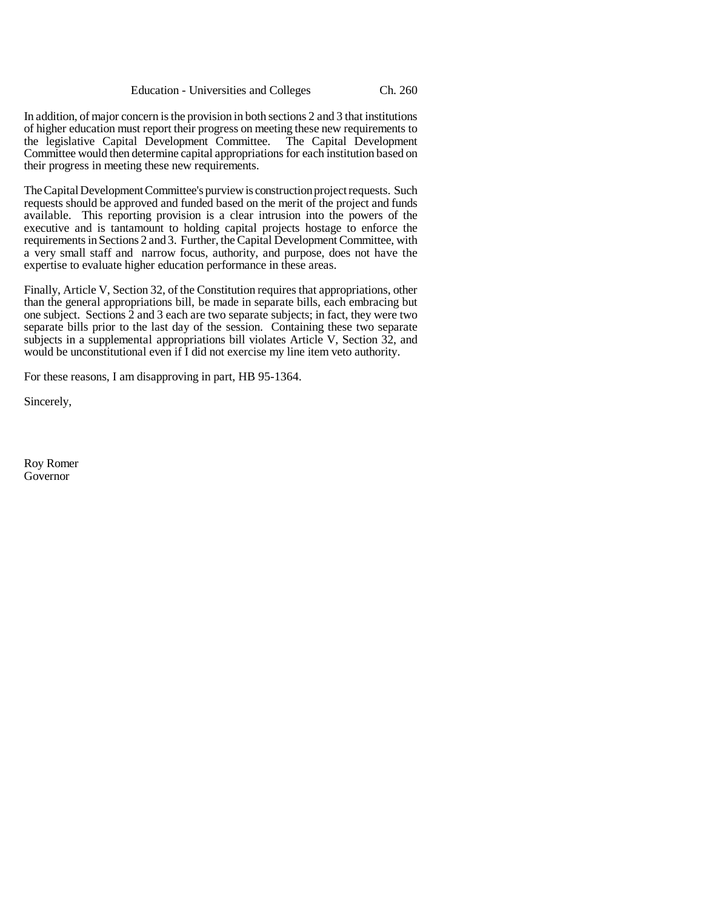In addition, of major concern is the provision in both sections 2 and 3 that institutions of higher education must report their progress on meeting these new requirements to the legislative Capital Development Committee. The Capital Development Committee would then determine capital appropriations for each institution based on their progress in meeting these new requirements.

The Capital Development Committee's purview is construction project requests. Such requests should be approved and funded based on the merit of the project and funds available. This reporting provision is a clear intrusion into the powers of the executive and is tantamount to holding capital projects hostage to enforce the requirements in Sections 2 and 3. Further, the Capital Development Committee, with a very small staff and narrow focus, authority, and purpose, does not have the expertise to evaluate higher education performance in these areas.

Finally, Article V, Section 32, of the Constitution requires that appropriations, other than the general appropriations bill, be made in separate bills, each embracing but one subject. Sections 2 and 3 each are two separate subjects; in fact, they were two separate bills prior to the last day of the session. Containing these two separate subjects in a supplemental appropriations bill violates Article V, Section 32, and would be unconstitutional even if I did not exercise my line item veto authority.

For these reasons, I am disapproving in part, HB 95-1364.

Sincerely,

Roy Romer
Governor